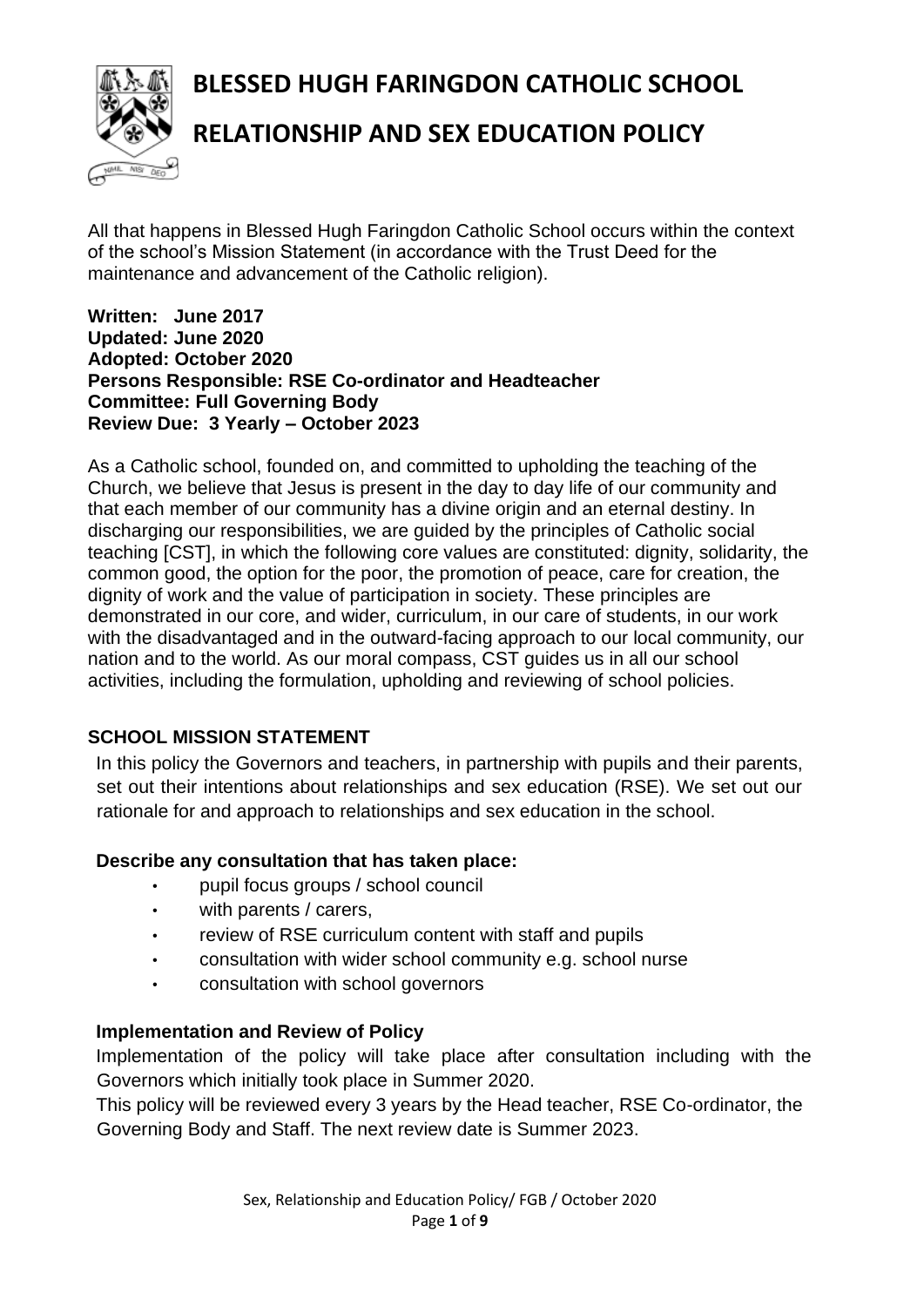# BLESSED HUGH FARINGDON CATHOLIC SCHOOL

# RELATIONSHIP AND SEX EDUCATION POLICY

All that happens in Blessed Hugh Faringdon Catholic School occurs within the context of the school's Mission Statement (in accordance with the Trust Deed for the maintenance and advancement of the Catholic religion).

**Written: June 2017**
**Updated: June 2020**
**Adopted: October 2020**
**Persons Responsible: RSE Co-ordinator and Headteacher**
**Committee: Full Governing Body**
**Review Due: 3 Yearly – October 2023**

As a Catholic school, founded on, and committed to upholding the teaching of the Church, we believe that Jesus is present in the day to day life of our community and that each member of our community has a divine origin and an eternal destiny. In discharging our responsibilities, we are guided by the principles of Catholic social teaching [CST], in which the following core values are constituted: dignity, solidarity, the common good, the option for the poor, the promotion of peace, care for creation, the dignity of work and the value of participation in society. These principles are demonstrated in our core, and wider, curriculum, in our care of students, in our work with the disadvantaged and in the outward-facing approach to our local community, our nation and to the world. As our moral compass, CST guides us in all our school activities, including the formulation, upholding and reviewing of school policies.

## SCHOOL MISSION STATEMENT

In this policy the Governors and teachers, in partnership with pupils and their parents, set out their intentions about relationships and sex education (RSE). We set out our rationale for and approach to relationships and sex education in the school.

### Describe any consultation that has taken place:

- pupil focus groups / school council
- with parents / carers,
- review of RSE curriculum content with staff and pupils
- consultation with wider school community e.g. school nurse
- consultation with school governors

### Implementation and Review of Policy

Implementation of the policy will take place after consultation including with the Governors which initially took place in Summer 2020.

This policy will be reviewed every 3 years by the Head teacher, RSE Co-ordinator, the Governing Body and Staff. The next review date is Summer 2023.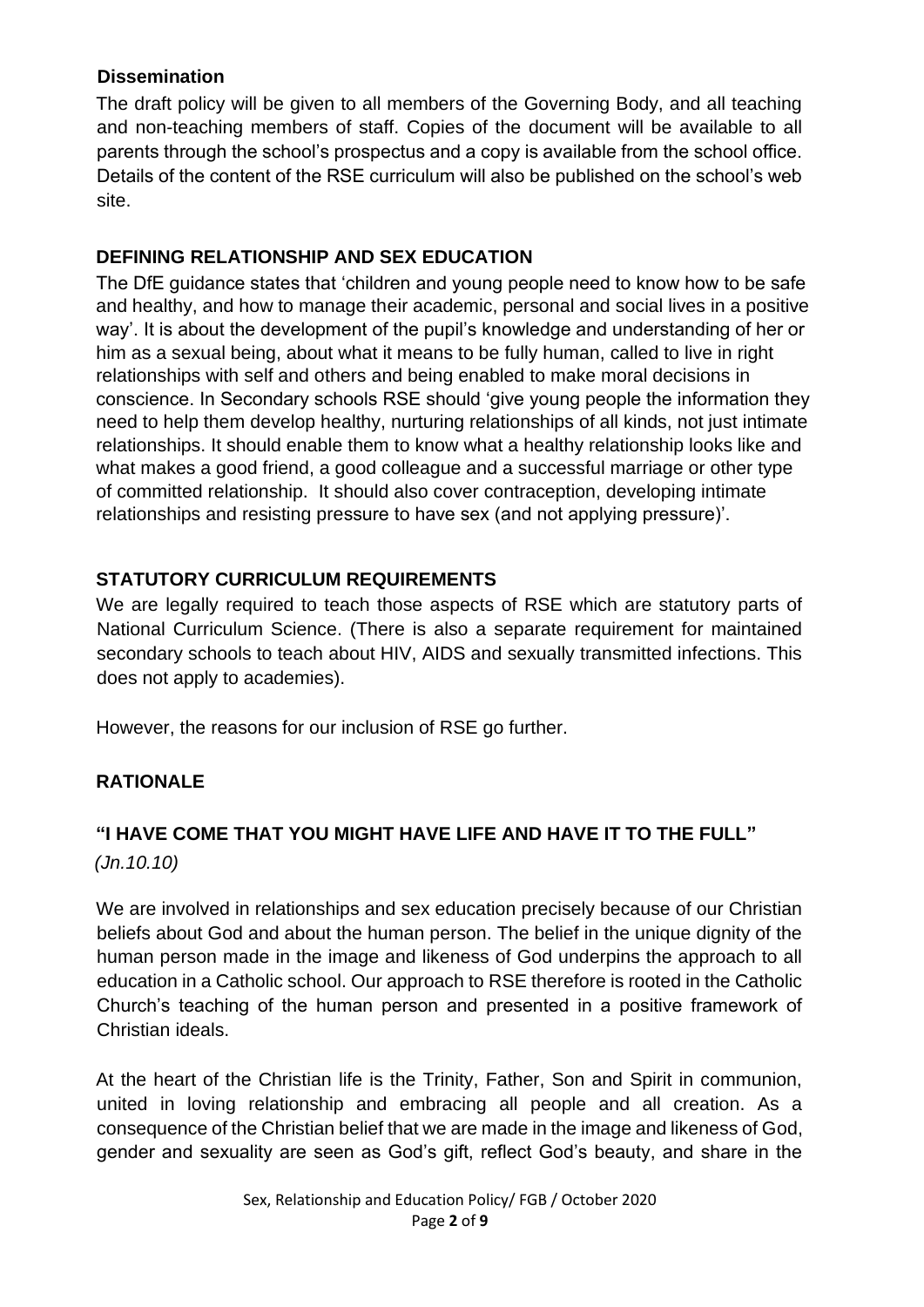### Dissemination

The draft policy will be given to all members of the Governing Body, and all teaching and non-teaching members of staff. Copies of the document will be available to all parents through the school's prospectus and a copy is available from the school office. Details of the content of the RSE curriculum will also be published on the school's web site.

## DEFINING RELATIONSHIP AND SEX EDUCATION

The DfE guidance states that 'children and young people need to know how to be safe and healthy, and how to manage their academic, personal and social lives in a positive way'. It is about the development of the pupil's knowledge and understanding of her or him as a sexual being, about what it means to be fully human, called to live in right relationships with self and others and being enabled to make moral decisions in conscience. In Secondary schools RSE should 'give young people the information they need to help them develop healthy, nurturing relationships of all kinds, not just intimate relationships. It should enable them to know what a healthy relationship looks like and what makes a good friend, a good colleague and a successful marriage or other type of committed relationship. It should also cover contraception, developing intimate relationships and resisting pressure to have sex (and not applying pressure)'.

## STATUTORY CURRICULUM REQUIREMENTS

We are legally required to teach those aspects of RSE which are statutory parts of National Curriculum Science. (There is also a separate requirement for maintained secondary schools to teach about HIV, AIDS and sexually transmitted infections. This does not apply to academies).

However, the reasons for our inclusion of RSE go further.

## RATIONALE

### "I HAVE COME THAT YOU MIGHT HAVE LIFE AND HAVE IT TO THE FULL"

*(Jn.10.10)*

We are involved in relationships and sex education precisely because of our Christian beliefs about God and about the human person. The belief in the unique dignity of the human person made in the image and likeness of God underpins the approach to all education in a Catholic school. Our approach to RSE therefore is rooted in the Catholic Church's teaching of the human person and presented in a positive framework of Christian ideals.

At the heart of the Christian life is the Trinity, Father, Son and Spirit in communion, united in loving relationship and embracing all people and all creation. As a consequence of the Christian belief that we are made in the image and likeness of God, gender and sexuality are seen as God's gift, reflect God's beauty, and share in the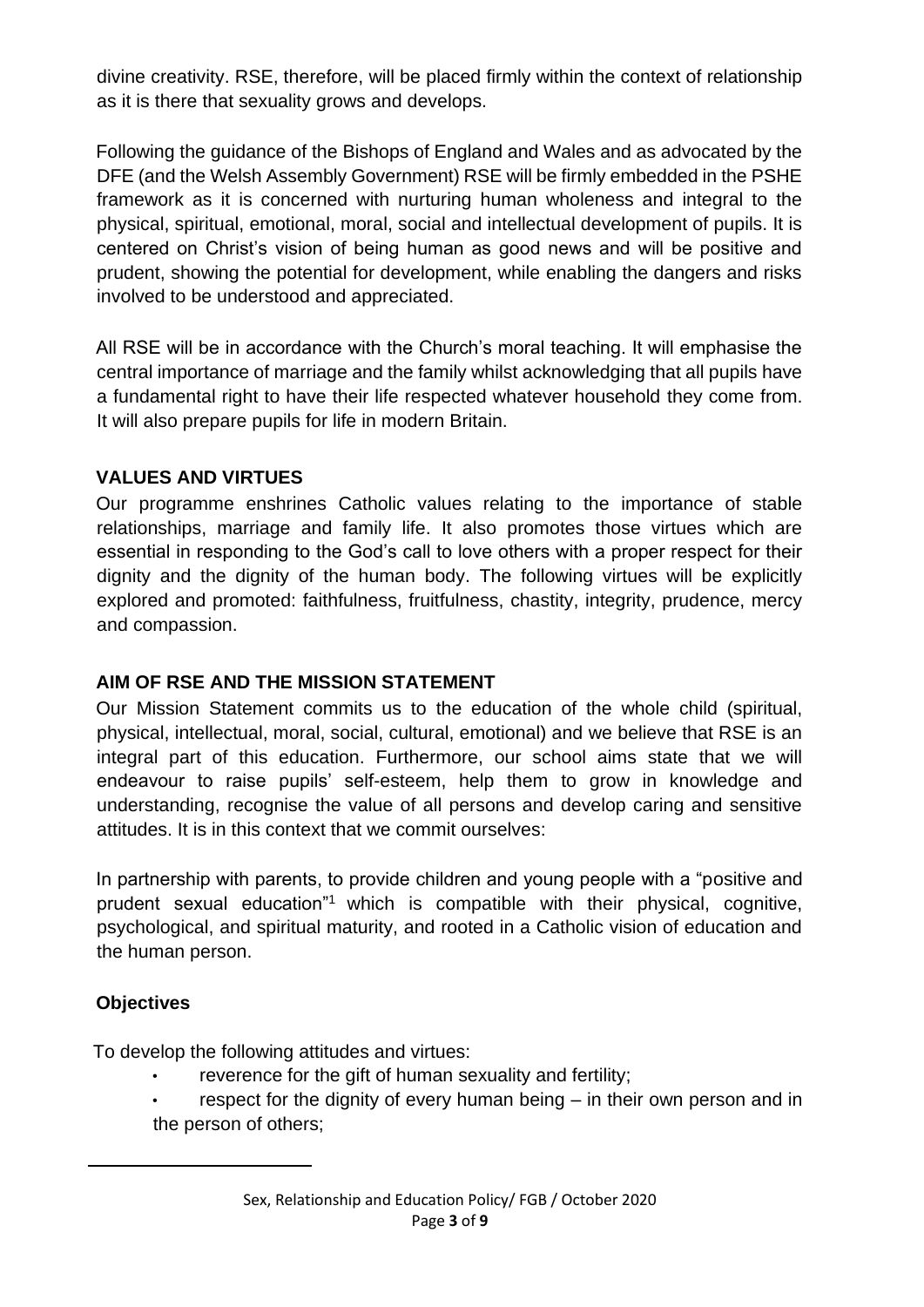divine creativity. RSE, therefore, will be placed firmly within the context of relationship as it is there that sexuality grows and develops.

Following the guidance of the Bishops of England and Wales and as advocated by the DFE (and the Welsh Assembly Government) RSE will be firmly embedded in the PSHE framework as it is concerned with nurturing human wholeness and integral to the physical, spiritual, emotional, moral, social and intellectual development of pupils. It is centered on Christ's vision of being human as good news and will be positive and prudent, showing the potential for development, while enabling the dangers and risks involved to be understood and appreciated.

All RSE will be in accordance with the Church's moral teaching. It will emphasise the central importance of marriage and the family whilst acknowledging that all pupils have a fundamental right to have their life respected whatever household they come from. It will also prepare pupils for life in modern Britain.

## VALUES AND VIRTUES

Our programme enshrines Catholic values relating to the importance of stable relationships, marriage and family life. It also promotes those virtues which are essential in responding to the God's call to love others with a proper respect for their dignity and the dignity of the human body. The following virtues will be explicitly explored and promoted: faithfulness, fruitfulness, chastity, integrity, prudence, mercy and compassion.

## AIM OF RSE AND THE MISSION STATEMENT

Our Mission Statement commits us to the education of the whole child (spiritual, physical, intellectual, moral, social, cultural, emotional) and we believe that RSE is an integral part of this education. Furthermore, our school aims state that we will endeavour to raise pupils' self-esteem, help them to grow in knowledge and understanding, recognise the value of all persons and develop caring and sensitive attitudes. It is in this context that we commit ourselves:

In partnership with parents, to provide children and young people with a "positive and prudent sexual education"[1] which is compatible with their physical, cognitive, psychological, and spiritual maturity, and rooted in a Catholic vision of education and the human person.

### Objectives

To develop the following attitudes and virtues:

- reverence for the gift of human sexuality and fertility;
- respect for the dignity of every human being – in their own person and in the person of others;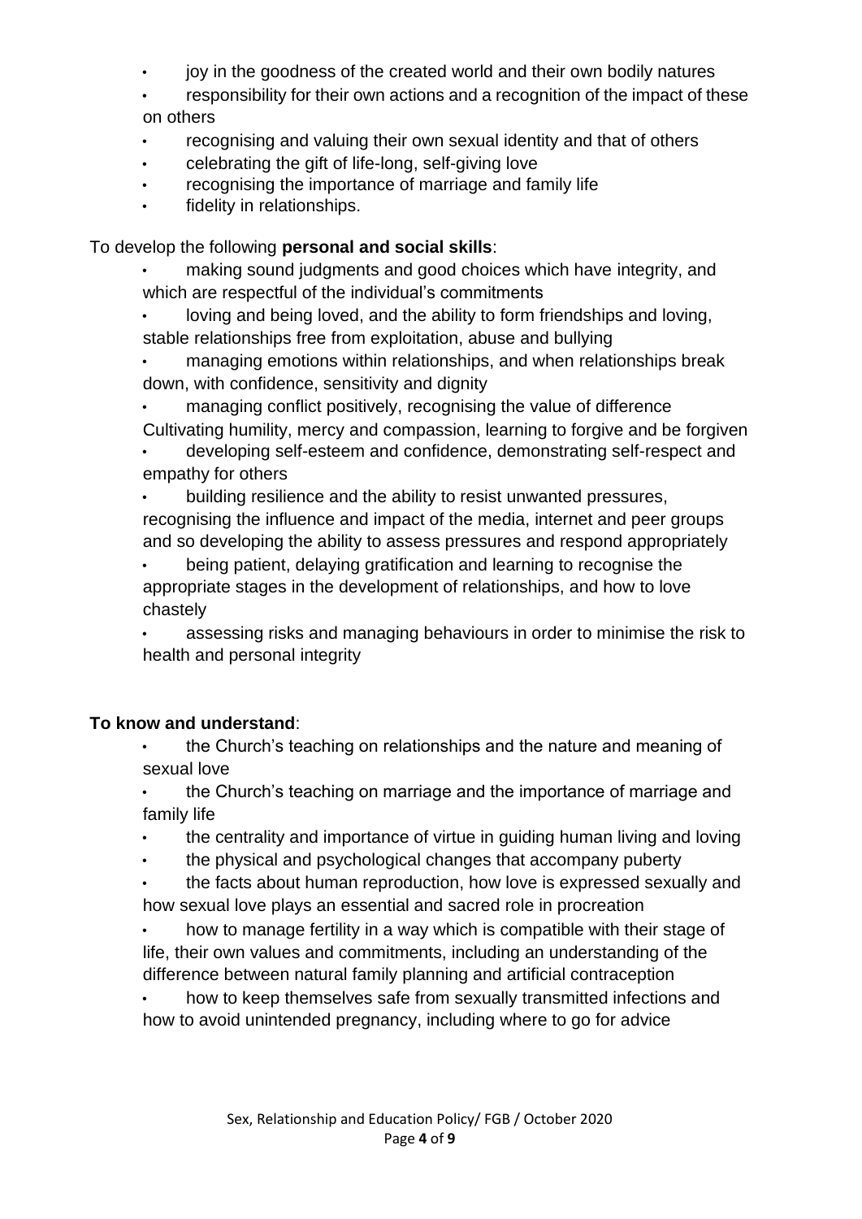- joy in the goodness of the created world and their own bodily natures
- responsibility for their own actions and a recognition of the impact of these on others
- recognising and valuing their own sexual identity and that of others
- celebrating the gift of life-long, self-giving love
- recognising the importance of marriage and family life
- fidelity in relationships.

To develop the following **personal and social skills**:

- making sound judgments and good choices which have integrity, and which are respectful of the individual's commitments
- loving and being loved, and the ability to form friendships and loving, stable relationships free from exploitation, abuse and bullying
- managing emotions within relationships, and when relationships break down, with confidence, sensitivity and dignity
- managing conflict positively, recognising the value of difference Cultivating humility, mercy and compassion, learning to forgive and be forgiven
- developing self-esteem and confidence, demonstrating self-respect and empathy for others
- building resilience and the ability to resist unwanted pressures, recognising the influence and impact of the media, internet and peer groups and so developing the ability to assess pressures and respond appropriately
- being patient, delaying gratification and learning to recognise the appropriate stages in the development of relationships, and how to love chastely
- assessing risks and managing behaviours in order to minimise the risk to health and personal integrity

**To know and understand**:

- the Church's teaching on relationships and the nature and meaning of sexual love
- the Church's teaching on marriage and the importance of marriage and family life
- the centrality and importance of virtue in guiding human living and loving
- the physical and psychological changes that accompany puberty
- the facts about human reproduction, how love is expressed sexually and how sexual love plays an essential and sacred role in procreation
- how to manage fertility in a way which is compatible with their stage of life, their own values and commitments, including an understanding of the difference between natural family planning and artificial contraception
- how to keep themselves safe from sexually transmitted infections and how to avoid unintended pregnancy, including where to go for advice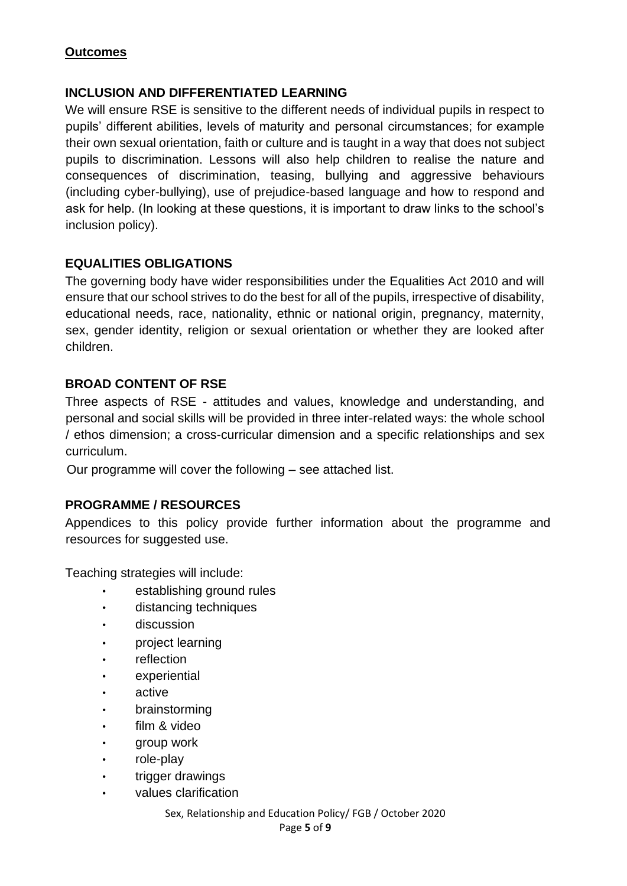**Outcomes**

## INCLUSION AND DIFFERENTIATED LEARNING

We will ensure RSE is sensitive to the different needs of individual pupils in respect to pupils' different abilities, levels of maturity and personal circumstances; for example their own sexual orientation, faith or culture and is taught in a way that does not subject pupils to discrimination. Lessons will also help children to realise the nature and consequences of discrimination, teasing, bullying and aggressive behaviours (including cyber-bullying), use of prejudice-based language and how to respond and ask for help. (In looking at these questions, it is important to draw links to the school's inclusion policy).

## EQUALITIES OBLIGATIONS

The governing body have wider responsibilities under the Equalities Act 2010 and will ensure that our school strives to do the best for all of the pupils, irrespective of disability, educational needs, race, nationality, ethnic or national origin, pregnancy, maternity, sex, gender identity, religion or sexual orientation or whether they are looked after children.

## BROAD CONTENT OF RSE

Three aspects of RSE - attitudes and values, knowledge and understanding, and personal and social skills will be provided in three inter-related ways: the whole school / ethos dimension; a cross-curricular dimension and a specific relationships and sex curriculum.

Our programme will cover the following – see attached list.

## PROGRAMME / RESOURCES

Appendices to this policy provide further information about the programme and resources for suggested use.

Teaching strategies will include:

- establishing ground rules
- distancing techniques
- discussion
- project learning
- reflection
- experiential
- active
- brainstorming
- film & video
- group work
- role-play
- trigger drawings
- values clarification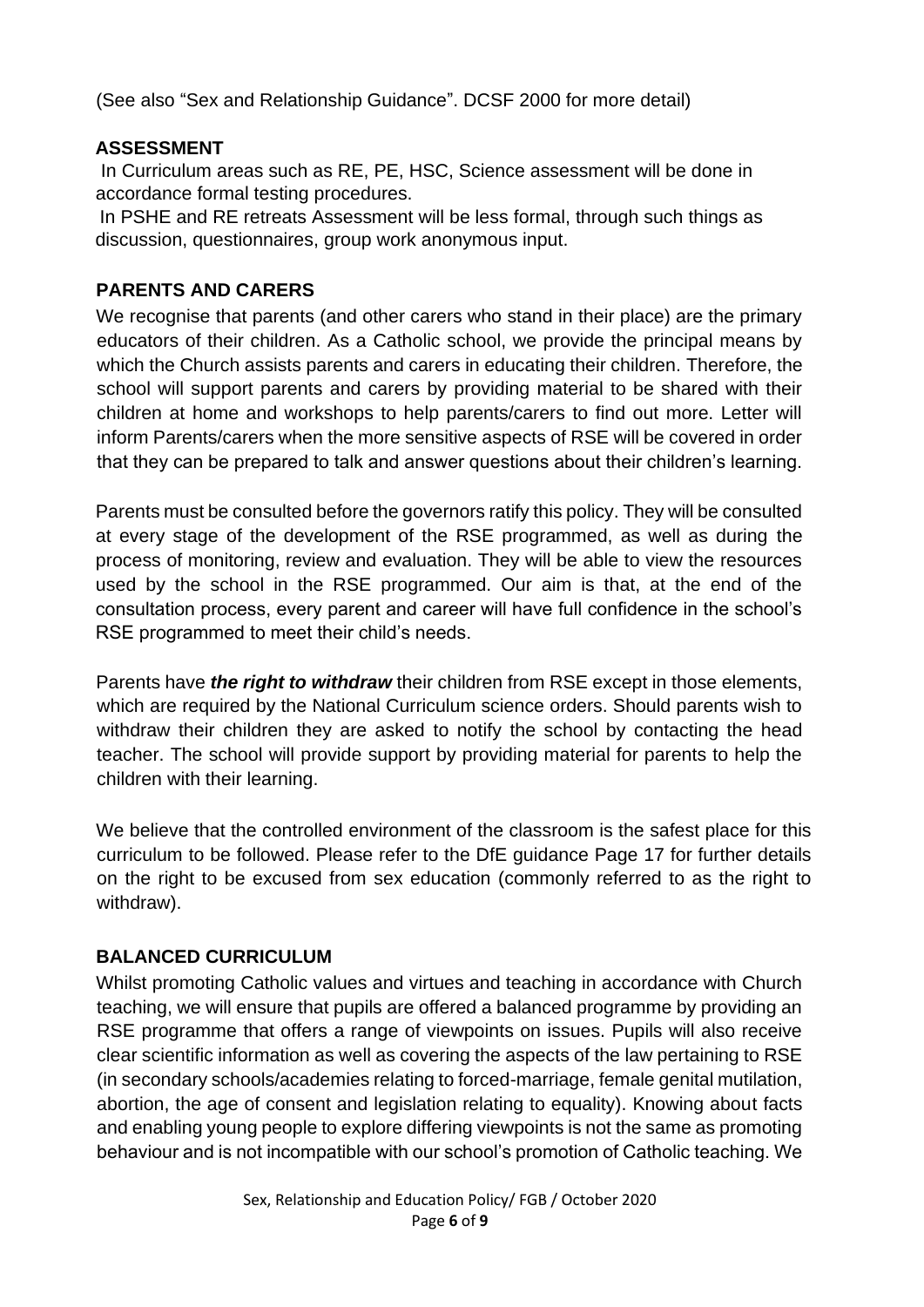(See also "Sex and Relationship Guidance". DCSF 2000 for more detail)

## ASSESSMENT

In Curriculum areas such as RE, PE, HSC, Science assessment will be done in accordance formal testing procedures.

In PSHE and RE retreats Assessment will be less formal, through such things as discussion, questionnaires, group work anonymous input.

## PARENTS AND CARERS

We recognise that parents (and other carers who stand in their place) are the primary educators of their children. As a Catholic school, we provide the principal means by which the Church assists parents and carers in educating their children. Therefore, the school will support parents and carers by providing material to be shared with their children at home and workshops to help parents/carers to find out more. Letter will inform Parents/carers when the more sensitive aspects of RSE will be covered in order that they can be prepared to talk and answer questions about their children's learning.

Parents must be consulted before the governors ratify this policy. They will be consulted at every stage of the development of the RSE programmed, as well as during the process of monitoring, review and evaluation. They will be able to view the resources used by the school in the RSE programmed. Our aim is that, at the end of the consultation process, every parent and career will have full confidence in the school's RSE programmed to meet their child's needs.

Parents have ***the right to withdraw*** their children from RSE except in those elements, which are required by the National Curriculum science orders. Should parents wish to withdraw their children they are asked to notify the school by contacting the head teacher. The school will provide support by providing material for parents to help the children with their learning.

We believe that the controlled environment of the classroom is the safest place for this curriculum to be followed. Please refer to the DfE guidance Page 17 for further details on the right to be excused from sex education (commonly referred to as the right to withdraw).

## BALANCED CURRICULUM

Whilst promoting Catholic values and virtues and teaching in accordance with Church teaching, we will ensure that pupils are offered a balanced programme by providing an RSE programme that offers a range of viewpoints on issues. Pupils will also receive clear scientific information as well as covering the aspects of the law pertaining to RSE (in secondary schools/academies relating to forced-marriage, female genital mutilation, abortion, the age of consent and legislation relating to equality). Knowing about facts and enabling young people to explore differing viewpoints is not the same as promoting behaviour and is not incompatible with our school's promotion of Catholic teaching. We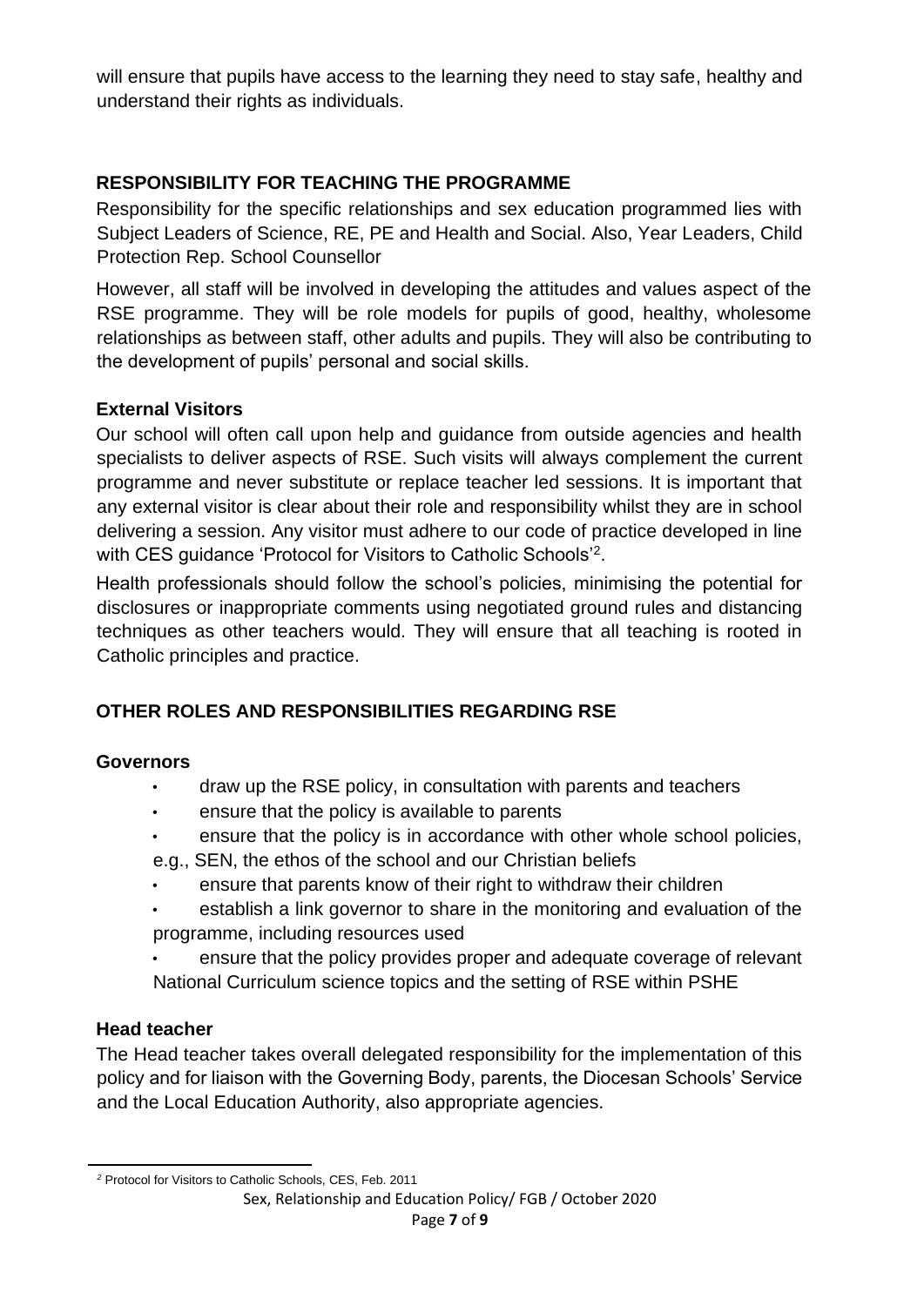will ensure that pupils have access to the learning they need to stay safe, healthy and understand their rights as individuals.

## RESPONSIBILITY FOR TEACHING THE PROGRAMME

Responsibility for the specific relationships and sex education programmed lies with Subject Leaders of Science, RE, PE and Health and Social. Also, Year Leaders, Child Protection Rep. School Counsellor

However, all staff will be involved in developing the attitudes and values aspect of the RSE programme. They will be role models for pupils of good, healthy, wholesome relationships as between staff, other adults and pupils. They will also be contributing to the development of pupils' personal and social skills.

### External Visitors

Our school will often call upon help and guidance from outside agencies and health specialists to deliver aspects of RSE. Such visits will always complement the current programme and never substitute or replace teacher led sessions. It is important that any external visitor is clear about their role and responsibility whilst they are in school delivering a session. Any visitor must adhere to our code of practice developed in line with CES guidance 'Protocol for Visitors to Catholic Schools'[2].

Health professionals should follow the school's policies, minimising the potential for disclosures or inappropriate comments using negotiated ground rules and distancing techniques as other teachers would. They will ensure that all teaching is rooted in Catholic principles and practice.

## OTHER ROLES AND RESPONSIBILITIES REGARDING RSE

### Governors

- draw up the RSE policy, in consultation with parents and teachers
- ensure that the policy is available to parents
- ensure that the policy is in accordance with other whole school policies, e.g., SEN, the ethos of the school and our Christian beliefs
- ensure that parents know of their right to withdraw their children
- establish a link governor to share in the monitoring and evaluation of the programme, including resources used
- ensure that the policy provides proper and adequate coverage of relevant National Curriculum science topics and the setting of RSE within PSHE

### Head teacher

The Head teacher takes overall delegated responsibility for the implementation of this policy and for liaison with the Governing Body, parents, the Diocesan Schools' Service and the Local Education Authority, also appropriate agencies.

[2] Protocol for Visitors to Catholic Schools, CES, Feb. 2011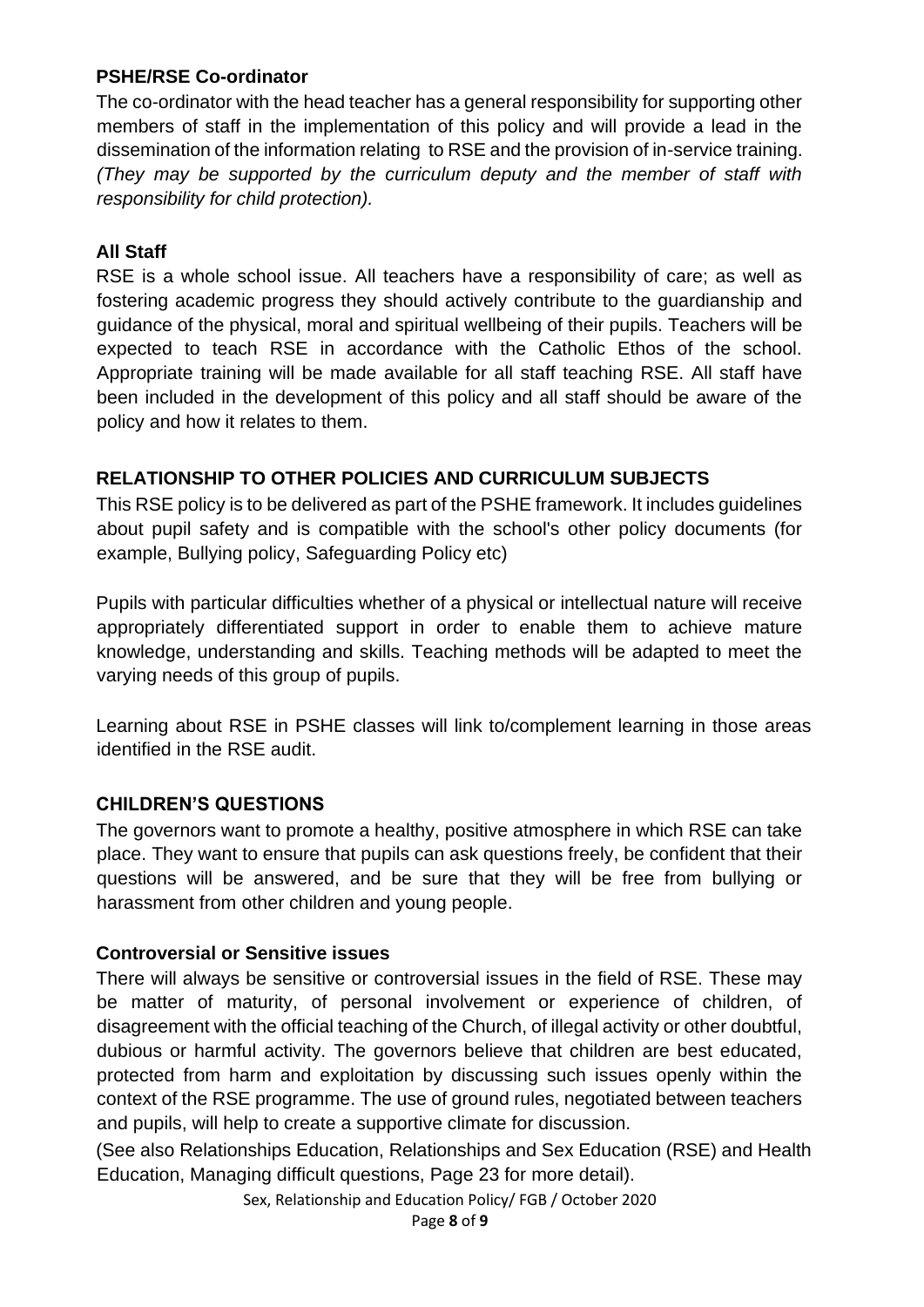### PSHE/RSE Co-ordinator

The co-ordinator with the head teacher has a general responsibility for supporting other members of staff in the implementation of this policy and will provide a lead in the dissemination of the information relating to RSE and the provision of in-service training. *(They may be supported by the curriculum deputy and the member of staff with responsibility for child protection).*

### All Staff

RSE is a whole school issue. All teachers have a responsibility of care; as well as fostering academic progress they should actively contribute to the guardianship and guidance of the physical, moral and spiritual wellbeing of their pupils. Teachers will be expected to teach RSE in accordance with the Catholic Ethos of the school. Appropriate training will be made available for all staff teaching RSE. All staff have been included in the development of this policy and all staff should be aware of the policy and how it relates to them.

## RELATIONSHIP TO OTHER POLICIES AND CURRICULUM SUBJECTS

This RSE policy is to be delivered as part of the PSHE framework. It includes guidelines about pupil safety and is compatible with the school's other policy documents (for example, Bullying policy, Safeguarding Policy etc)

Pupils with particular difficulties whether of a physical or intellectual nature will receive appropriately differentiated support in order to enable them to achieve mature knowledge, understanding and skills. Teaching methods will be adapted to meet the varying needs of this group of pupils.

Learning about RSE in PSHE classes will link to/complement learning in those areas identified in the RSE audit.

## CHILDREN'S QUESTIONS

The governors want to promote a healthy, positive atmosphere in which RSE can take place. They want to ensure that pupils can ask questions freely, be confident that their questions will be answered, and be sure that they will be free from bullying or harassment from other children and young people.

### Controversial or Sensitive issues

There will always be sensitive or controversial issues in the field of RSE. These may be matter of maturity, of personal involvement or experience of children, of disagreement with the official teaching of the Church, of illegal activity or other doubtful, dubious or harmful activity. The governors believe that children are best educated, protected from harm and exploitation by discussing such issues openly within the context of the RSE programme. The use of ground rules, negotiated between teachers and pupils, will help to create a supportive climate for discussion.

(See also Relationships Education, Relationships and Sex Education (RSE) and Health Education, Managing difficult questions, Page 23 for more detail).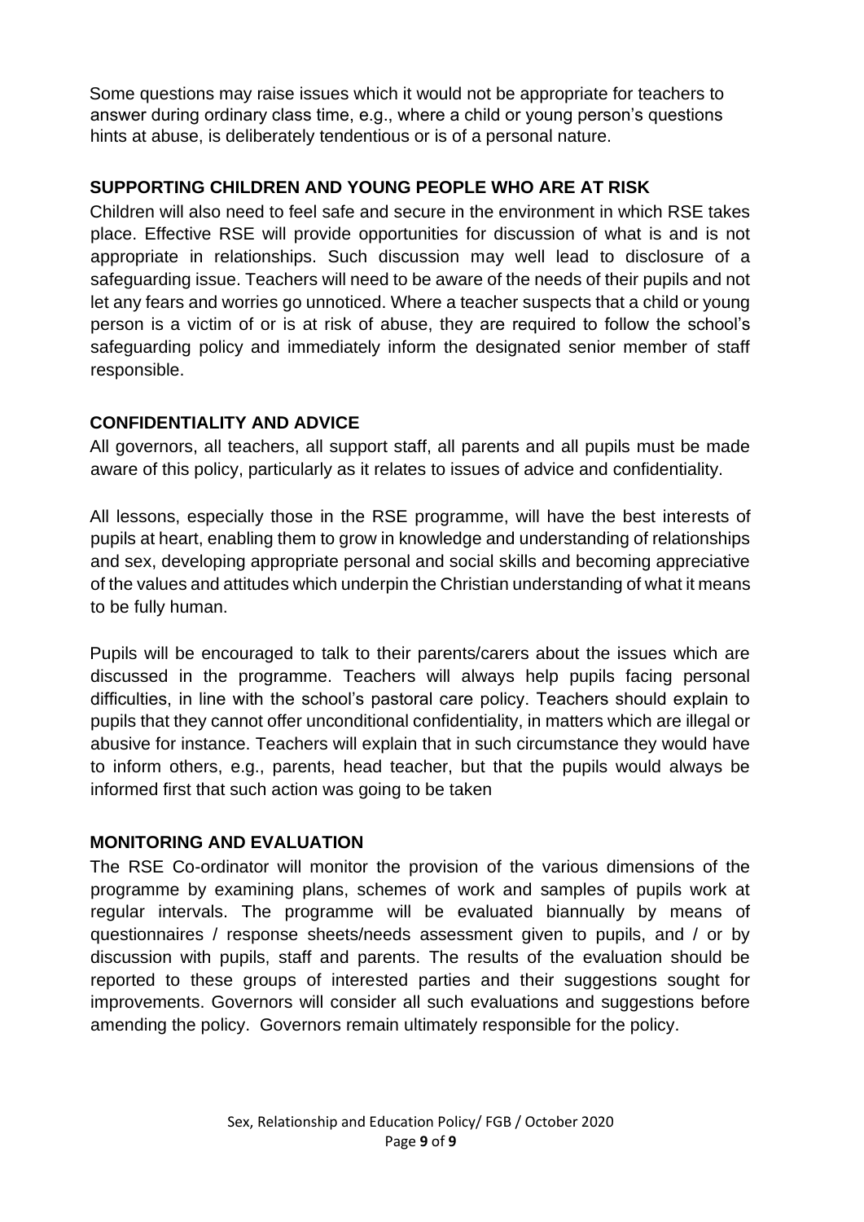Some questions may raise issues which it would not be appropriate for teachers to answer during ordinary class time, e.g., where a child or young person's questions hints at abuse, is deliberately tendentious or is of a personal nature.

## SUPPORTING CHILDREN AND YOUNG PEOPLE WHO ARE AT RISK

Children will also need to feel safe and secure in the environment in which RSE takes place. Effective RSE will provide opportunities for discussion of what is and is not appropriate in relationships. Such discussion may well lead to disclosure of a safeguarding issue. Teachers will need to be aware of the needs of their pupils and not let any fears and worries go unnoticed. Where a teacher suspects that a child or young person is a victim of or is at risk of abuse, they are required to follow the school's safeguarding policy and immediately inform the designated senior member of staff responsible.

## CONFIDENTIALITY AND ADVICE

All governors, all teachers, all support staff, all parents and all pupils must be made aware of this policy, particularly as it relates to issues of advice and confidentiality.

All lessons, especially those in the RSE programme, will have the best interests of pupils at heart, enabling them to grow in knowledge and understanding of relationships and sex, developing appropriate personal and social skills and becoming appreciative of the values and attitudes which underpin the Christian understanding of what it means to be fully human.

Pupils will be encouraged to talk to their parents/carers about the issues which are discussed in the programme. Teachers will always help pupils facing personal difficulties, in line with the school's pastoral care policy. Teachers should explain to pupils that they cannot offer unconditional confidentiality, in matters which are illegal or abusive for instance. Teachers will explain that in such circumstance they would have to inform others, e.g., parents, head teacher, but that the pupils would always be informed first that such action was going to be taken

## MONITORING AND EVALUATION

The RSE Co-ordinator will monitor the provision of the various dimensions of the programme by examining plans, schemes of work and samples of pupils work at regular intervals. The programme will be evaluated biannually by means of questionnaires / response sheets/needs assessment given to pupils, and / or by discussion with pupils, staff and parents. The results of the evaluation should be reported to these groups of interested parties and their suggestions sought for improvements. Governors will consider all such evaluations and suggestions before amending the policy. Governors remain ultimately responsible for the policy.